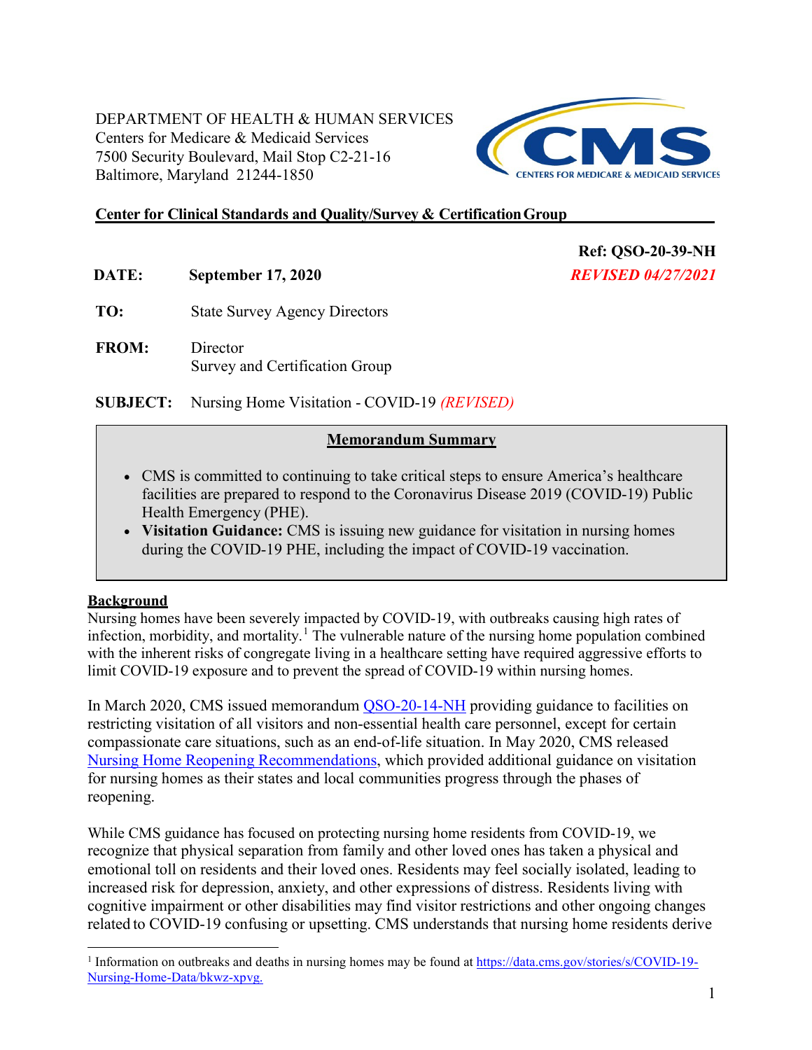DEPARTMENT OF HEALTH & HUMAN SERVICES
Centers for Medicare & Medicaid Services
7500 Security Boulevard, Mail Stop C2-21-16
Baltimore, Maryland 21244-1850

**Center for Clinical Standards and Quality/Survey & Certification Group**

**Ref: QSO-20-39-NH**

***REVISED 04/27/2021***

**DATE:** **September 17, 2020**

**TO:** State Survey Agency Directors

**FROM:** Director
Survey and Certification Group

**SUBJECT:** Nursing Home Visitation - COVID-19 *(REVISED)*

## Memorandum Summary

- CMS is committed to continuing to take critical steps to ensure America's healthcare facilities are prepared to respond to the Coronavirus Disease 2019 (COVID-19) Public Health Emergency (PHE).
- **Visitation Guidance:** CMS is issuing new guidance for visitation in nursing homes during the COVID-19 PHE, including the impact of COVID-19 vaccination.

## Background

Nursing homes have been severely impacted by COVID-19, with outbreaks causing high rates of infection, morbidity, and mortality.[1] The vulnerable nature of the nursing home population combined with the inherent risks of congregate living in a healthcare setting have required aggressive efforts to limit COVID-19 exposure and to prevent the spread of COVID-19 within nursing homes.

In March 2020, CMS issued memorandum QSO-20-14-NH providing guidance to facilities on restricting visitation of all visitors and non-essential health care personnel, except for certain compassionate care situations, such as an end-of-life situation. In May 2020, CMS released Nursing Home Reopening Recommendations, which provided additional guidance on visitation for nursing homes as their states and local communities progress through the phases of reopening.

While CMS guidance has focused on protecting nursing home residents from COVID-19, we recognize that physical separation from family and other loved ones has taken a physical and emotional toll on residents and their loved ones. Residents may feel socially isolated, leading to increased risk for depression, anxiety, and other expressions of distress. Residents living with cognitive impairment or other disabilities may find visitor restrictions and other ongoing changes related to COVID-19 confusing or upsetting. CMS understands that nursing home residents derive

[1] Information on outbreaks and deaths in nursing homes may be found at https://data.cms.gov/stories/s/COVID-19-Nursing-Home-Data/bkwz-xpvg.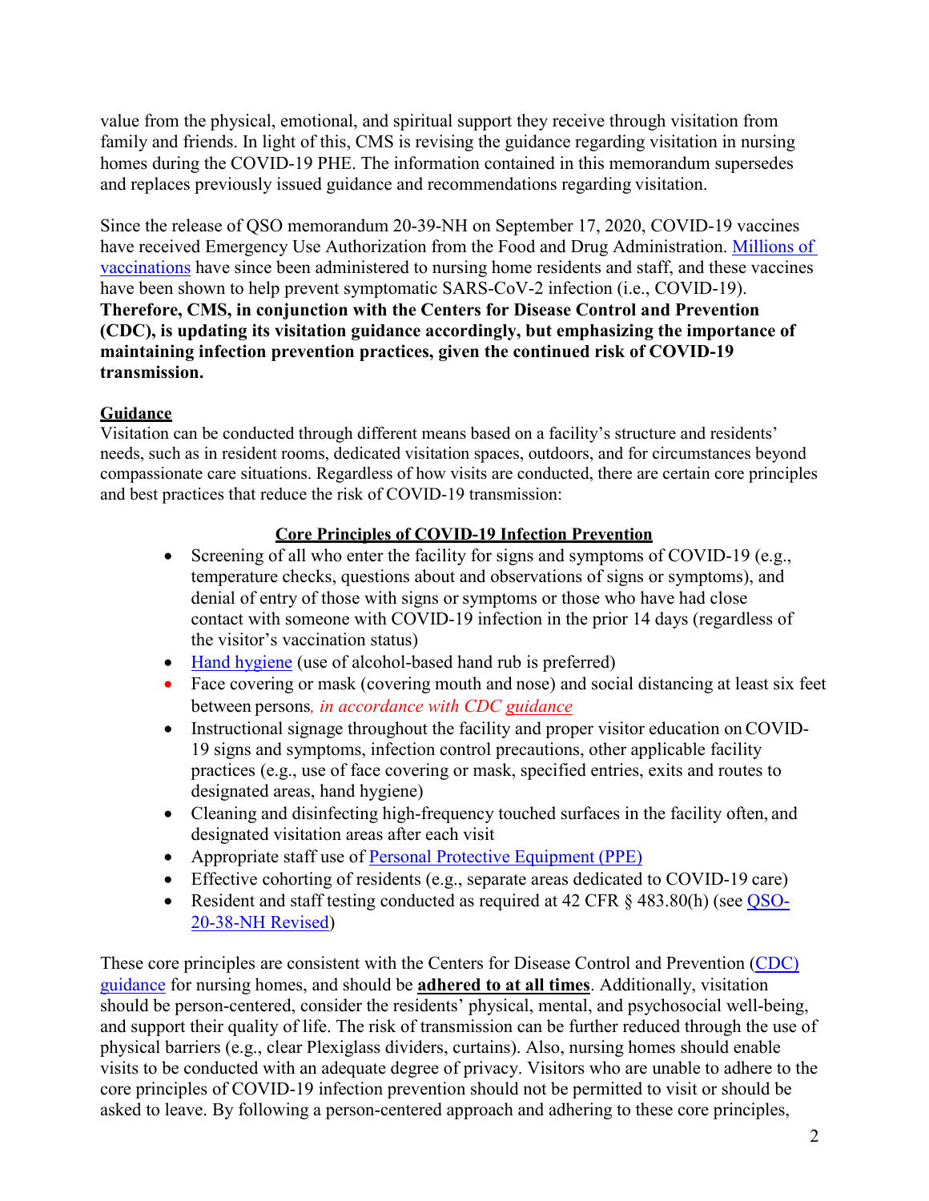value from the physical, emotional, and spiritual support they receive through visitation from family and friends. In light of this, CMS is revising the guidance regarding visitation in nursing homes during the COVID-19 PHE. The information contained in this memorandum supersedes and replaces previously issued guidance and recommendations regarding visitation.

Since the release of QSO memorandum 20-39-NH on September 17, 2020, COVID-19 vaccines have received Emergency Use Authorization from the Food and Drug Administration. Millions of vaccinations have since been administered to nursing home residents and staff, and these vaccines have been shown to help prevent symptomatic SARS-CoV-2 infection (i.e., COVID-19). **Therefore, CMS, in conjunction with the Centers for Disease Control and Prevention (CDC), is updating its visitation guidance accordingly, but emphasizing the importance of maintaining infection prevention practices, given the continued risk of COVID-19 transmission.**

## Guidance

Visitation can be conducted through different means based on a facility's structure and residents' needs, such as in resident rooms, dedicated visitation spaces, outdoors, and for circumstances beyond compassionate care situations. Regardless of how visits are conducted, there are certain core principles and best practices that reduce the risk of COVID-19 transmission:

### Core Principles of COVID-19 Infection Prevention

- Screening of all who enter the facility for signs and symptoms of COVID-19 (e.g., temperature checks, questions about and observations of signs or symptoms), and denial of entry of those with signs or symptoms or those who have had close contact with someone with COVID-19 infection in the prior 14 days (regardless of the visitor's vaccination status)
- Hand hygiene (use of alcohol-based hand rub is preferred)
- Face covering or mask (covering mouth and nose) and social distancing at least six feet between persons*, in accordance with CDC guidance*
- Instructional signage throughout the facility and proper visitor education on COVID-19 signs and symptoms, infection control precautions, other applicable facility practices (e.g., use of face covering or mask, specified entries, exits and routes to designated areas, hand hygiene)
- Cleaning and disinfecting high-frequency touched surfaces in the facility often, and designated visitation areas after each visit
- Appropriate staff use of Personal Protective Equipment (PPE)
- Effective cohorting of residents (e.g., separate areas dedicated to COVID-19 care)
- Resident and staff testing conducted as required at 42 CFR § 483.80(h) (see QSO-20-38-NH Revised)

These core principles are consistent with the Centers for Disease Control and Prevention (CDC) guidance for nursing homes, and should be **adhered to at all times**. Additionally, visitation should be person-centered, consider the residents' physical, mental, and psychosocial well-being, and support their quality of life. The risk of transmission can be further reduced through the use of physical barriers (e.g., clear Plexiglass dividers, curtains). Also, nursing homes should enable visits to be conducted with an adequate degree of privacy. Visitors who are unable to adhere to the core principles of COVID-19 infection prevention should not be permitted to visit or should be asked to leave. By following a person-centered approach and adhering to these core principles,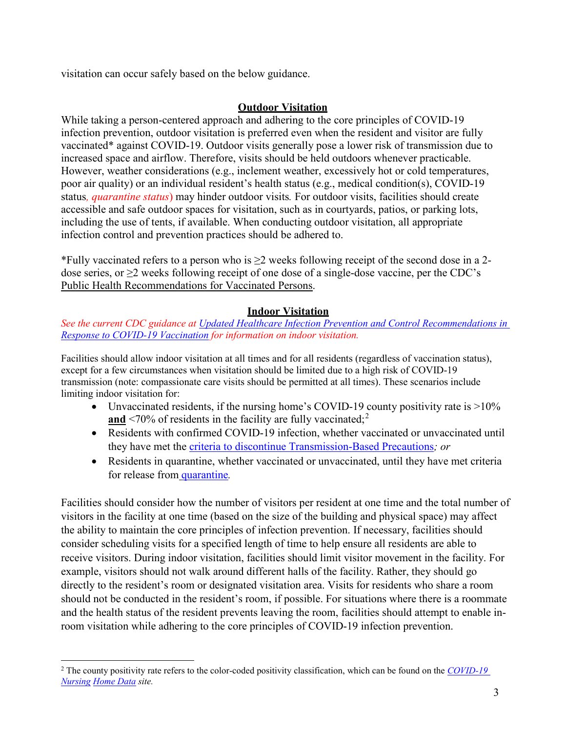visitation can occur safely based on the below guidance.

## Outdoor Visitation

While taking a person-centered approach and adhering to the core principles of COVID-19 infection prevention, outdoor visitation is preferred even when the resident and visitor are fully vaccinated* against COVID-19. Outdoor visits generally pose a lower risk of transmission due to increased space and airflow. Therefore, visits should be held outdoors whenever practicable. However, weather considerations (e.g., inclement weather, excessively hot or cold temperatures, poor air quality) or an individual resident's health status (e.g., medical condition(s), COVID-19 status*, quarantine status*) may hinder outdoor visits*.* For outdoor visits, facilities should create accessible and safe outdoor spaces for visitation, such as in courtyards, patios, or parking lots, including the use of tents, if available. When conducting outdoor visitation, all appropriate infection control and prevention practices should be adhered to.

*Fully vaccinated refers to a person who is ≥2 weeks following receipt of the second dose in a 2-dose series, or ≥2 weeks following receipt of one dose of a single-dose vaccine, per the CDC's Public Health Recommendations for Vaccinated Persons.

## Indoor Visitation

*See the current CDC guidance at Updated Healthcare Infection Prevention and Control Recommendations in Response to COVID-19 Vaccination for information on indoor visitation.*

Facilities should allow indoor visitation at all times and for all residents (regardless of vaccination status), except for a few circumstances when visitation should be limited due to a high risk of COVID-19 transmission (note: compassionate care visits should be permitted at all times). These scenarios include limiting indoor visitation for:

- Unvaccinated residents, if the nursing home's COVID-19 county positivity rate is >10% **and** <70% of residents in the facility are fully vaccinated;[2]
- Residents with confirmed COVID-19 infection, whether vaccinated or unvaccinated until they have met the criteria to discontinue Transmission-Based Precautions*; or*
- Residents in quarantine, whether vaccinated or unvaccinated, until they have met criteria for release from quarantine*.*

Facilities should consider how the number of visitors per resident at one time and the total number of visitors in the facility at one time (based on the size of the building and physical space) may affect the ability to maintain the core principles of infection prevention. If necessary, facilities should consider scheduling visits for a specified length of time to help ensure all residents are able to receive visitors. During indoor visitation, facilities should limit visitor movement in the facility. For example, visitors should not walk around different halls of the facility. Rather, they should go directly to the resident's room or designated visitation area. Visits for residents who share a room should not be conducted in the resident's room, if possible. For situations where there is a roommate and the health status of the resident prevents leaving the room, facilities should attempt to enable in-room visitation while adhering to the core principles of COVID-19 infection prevention.

---

[2] The county positivity rate refers to the color-coded positivity classification, which can be found on the *COVID-19 Nursing Home Data site.*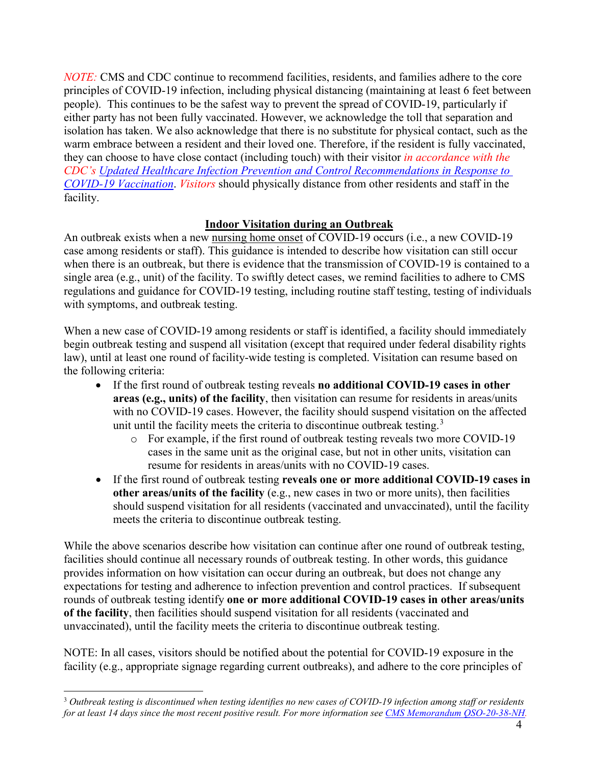*NOTE:* CMS and CDC continue to recommend facilities, residents, and families adhere to the core principles of COVID-19 infection, including physical distancing (maintaining at least 6 feet between people). This continues to be the safest way to prevent the spread of COVID-19, particularly if either party has not been fully vaccinated. However, we acknowledge the toll that separation and isolation has taken. We also acknowledge that there is no substitute for physical contact, such as the warm embrace between a resident and their loved one. Therefore, if the resident is fully vaccinated, they can choose to have close contact (including touch) with their visitor *in accordance with the CDC's [Updated Healthcare Infection Prevention and Control Recommendations in Response to COVID-19 Vaccination](#)*. *Visitors* should physically distance from other residents and staff in the facility.

## Indoor Visitation during an Outbreak

An outbreak exists when a new nursing home onset of COVID-19 occurs (i.e., a new COVID-19 case among residents or staff). This guidance is intended to describe how visitation can still occur when there is an outbreak, but there is evidence that the transmission of COVID-19 is contained to a single area (e.g., unit) of the facility. To swiftly detect cases, we remind facilities to adhere to CMS regulations and guidance for COVID-19 testing, including routine staff testing, testing of individuals with symptoms, and outbreak testing.

When a new case of COVID-19 among residents or staff is identified, a facility should immediately begin outbreak testing and suspend all visitation (except that required under federal disability rights law), until at least one round of facility-wide testing is completed. Visitation can resume based on the following criteria:

- If the first round of outbreak testing reveals **no additional COVID-19 cases in other areas (e.g., units) of the facility**, then visitation can resume for residents in areas/units with no COVID-19 cases. However, the facility should suspend visitation on the affected unit until the facility meets the criteria to discontinue outbreak testing.[3]
    - For example, if the first round of outbreak testing reveals two more COVID-19 cases in the same unit as the original case, but not in other units, visitation can resume for residents in areas/units with no COVID-19 cases.
- If the first round of outbreak testing **reveals one or more additional COVID-19 cases in other areas/units of the facility** (e.g., new cases in two or more units), then facilities should suspend visitation for all residents (vaccinated and unvaccinated), until the facility meets the criteria to discontinue outbreak testing.

While the above scenarios describe how visitation can continue after one round of outbreak testing, facilities should continue all necessary rounds of outbreak testing. In other words, this guidance provides information on how visitation can occur during an outbreak, but does not change any expectations for testing and adherence to infection prevention and control practices. If subsequent rounds of outbreak testing identify **one or more additional COVID-19 cases in other areas/units of the facility**, then facilities should suspend visitation for all residents (vaccinated and unvaccinated), until the facility meets the criteria to discontinue outbreak testing.

NOTE: In all cases, visitors should be notified about the potential for COVID-19 exposure in the facility (e.g., appropriate signage regarding current outbreaks), and adhere to the core principles of

---

[3] *Outbreak testing is discontinued when testing identifies no new cases of COVID-19 infection among staff or residents for at least 14 days since the most recent positive result. For more information see [CMS Memorandum QSO-20-38-NH](#).*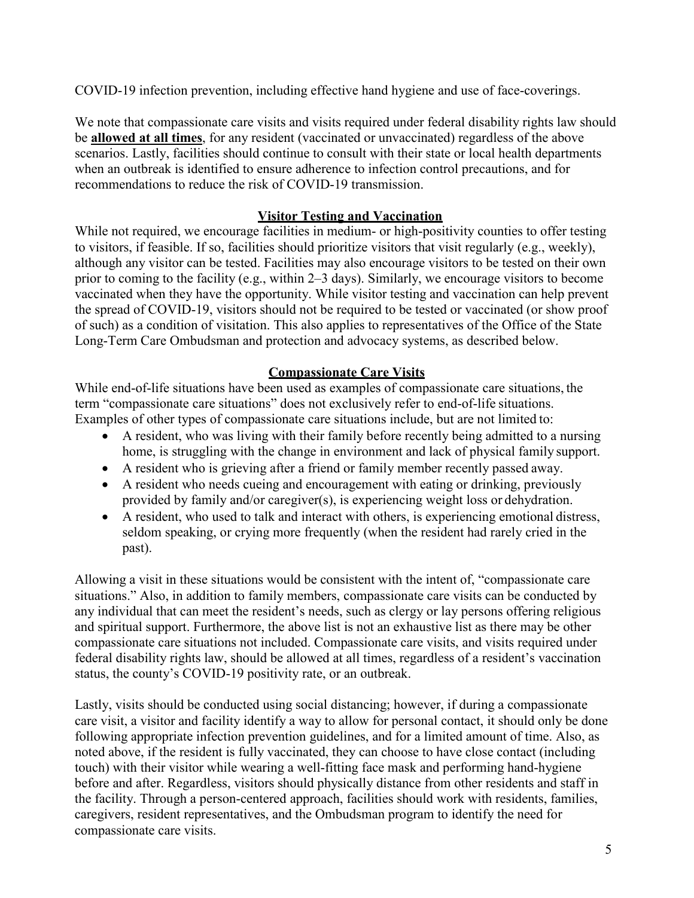COVID-19 infection prevention, including effective hand hygiene and use of face-coverings.

We note that compassionate care visits and visits required under federal disability rights law should be **allowed at all times**, for any resident (vaccinated or unvaccinated) regardless of the above scenarios. Lastly, facilities should continue to consult with their state or local health departments when an outbreak is identified to ensure adherence to infection control precautions, and for recommendations to reduce the risk of COVID-19 transmission.

## Visitor Testing and Vaccination

While not required, we encourage facilities in medium- or high-positivity counties to offer testing to visitors, if feasible. If so, facilities should prioritize visitors that visit regularly (e.g., weekly), although any visitor can be tested. Facilities may also encourage visitors to be tested on their own prior to coming to the facility (e.g., within 2–3 days). Similarly, we encourage visitors to become vaccinated when they have the opportunity. While visitor testing and vaccination can help prevent the spread of COVID-19, visitors should not be required to be tested or vaccinated (or show proof of such) as a condition of visitation. This also applies to representatives of the Office of the State Long-Term Care Ombudsman and protection and advocacy systems, as described below.

## Compassionate Care Visits

While end-of-life situations have been used as examples of compassionate care situations, the term "compassionate care situations" does not exclusively refer to end-of-life situations. Examples of other types of compassionate care situations include, but are not limited to:

- A resident, who was living with their family before recently being admitted to a nursing home, is struggling with the change in environment and lack of physical family support.
- A resident who is grieving after a friend or family member recently passed away.
- A resident who needs cueing and encouragement with eating or drinking, previously provided by family and/or caregiver(s), is experiencing weight loss or dehydration.
- A resident, who used to talk and interact with others, is experiencing emotional distress, seldom speaking, or crying more frequently (when the resident had rarely cried in the past).

Allowing a visit in these situations would be consistent with the intent of, "compassionate care situations." Also, in addition to family members, compassionate care visits can be conducted by any individual that can meet the resident's needs, such as clergy or lay persons offering religious and spiritual support. Furthermore, the above list is not an exhaustive list as there may be other compassionate care situations not included. Compassionate care visits, and visits required under federal disability rights law, should be allowed at all times, regardless of a resident's vaccination status, the county's COVID-19 positivity rate, or an outbreak.

Lastly, visits should be conducted using social distancing; however, if during a compassionate care visit, a visitor and facility identify a way to allow for personal contact, it should only be done following appropriate infection prevention guidelines, and for a limited amount of time. Also, as noted above, if the resident is fully vaccinated, they can choose to have close contact (including touch) with their visitor while wearing a well-fitting face mask and performing hand-hygiene before and after. Regardless, visitors should physically distance from other residents and staff in the facility. Through a person-centered approach, facilities should work with residents, families, caregivers, resident representatives, and the Ombudsman program to identify the need for compassionate care visits.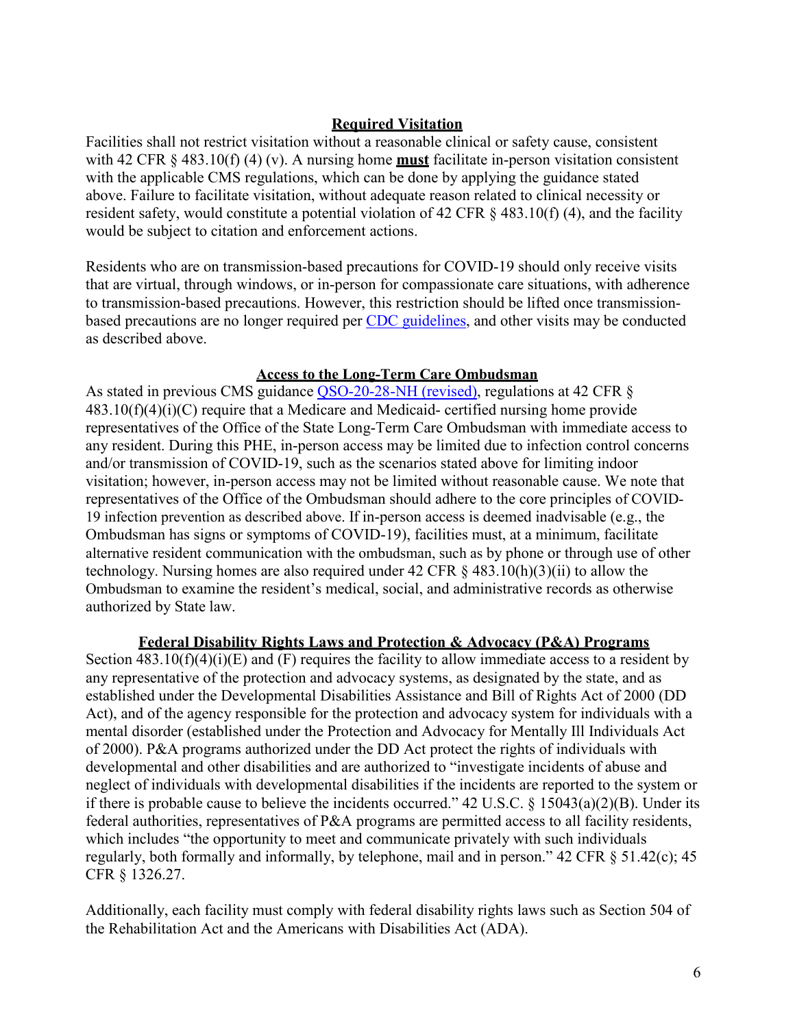## Required Visitation

Facilities shall not restrict visitation without a reasonable clinical or safety cause, consistent with 42 CFR § 483.10(f) (4) (v). A nursing home **must** facilitate in-person visitation consistent with the applicable CMS regulations, which can be done by applying the guidance stated above. Failure to facilitate visitation, without adequate reason related to clinical necessity or resident safety, would constitute a potential violation of 42 CFR § 483.10(f) (4), and the facility would be subject to citation and enforcement actions.

Residents who are on transmission-based precautions for COVID-19 should only receive visits that are virtual, through windows, or in-person for compassionate care situations, with adherence to transmission-based precautions. However, this restriction should be lifted once transmission-based precautions are no longer required per [CDC guidelines](), and other visits may be conducted as described above.

## Access to the Long-Term Care Ombudsman

As stated in previous CMS guidance [QSO-20-28-NH (revised)](), regulations at 42 CFR § 483.10(f)(4)(i)(C) require that a Medicare and Medicaid- certified nursing home provide representatives of the Office of the State Long-Term Care Ombudsman with immediate access to any resident. During this PHE, in-person access may be limited due to infection control concerns and/or transmission of COVID-19, such as the scenarios stated above for limiting indoor visitation; however, in-person access may not be limited without reasonable cause. We note that representatives of the Office of the Ombudsman should adhere to the core principles of COVID-19 infection prevention as described above. If in-person access is deemed inadvisable (e.g., the Ombudsman has signs or symptoms of COVID-19), facilities must, at a minimum, facilitate alternative resident communication with the ombudsman, such as by phone or through use of other technology. Nursing homes are also required under 42 CFR § 483.10(h)(3)(ii) to allow the Ombudsman to examine the resident's medical, social, and administrative records as otherwise authorized by State law.

## Federal Disability Rights Laws and Protection & Advocacy (P&A) Programs

Section 483.10(f)(4)(i)(E) and (F) requires the facility to allow immediate access to a resident by any representative of the protection and advocacy systems, as designated by the state, and as established under the Developmental Disabilities Assistance and Bill of Rights Act of 2000 (DD Act), and of the agency responsible for the protection and advocacy system for individuals with a mental disorder (established under the Protection and Advocacy for Mentally Ill Individuals Act of 2000). P&A programs authorized under the DD Act protect the rights of individuals with developmental and other disabilities and are authorized to "investigate incidents of abuse and neglect of individuals with developmental disabilities if the incidents are reported to the system or if there is probable cause to believe the incidents occurred." 42 U.S.C. § 15043(a)(2)(B). Under its federal authorities, representatives of P&A programs are permitted access to all facility residents, which includes "the opportunity to meet and communicate privately with such individuals regularly, both formally and informally, by telephone, mail and in person." 42 CFR § 51.42(c); 45 CFR § 1326.27.

Additionally, each facility must comply with federal disability rights laws such as Section 504 of the Rehabilitation Act and the Americans with Disabilities Act (ADA).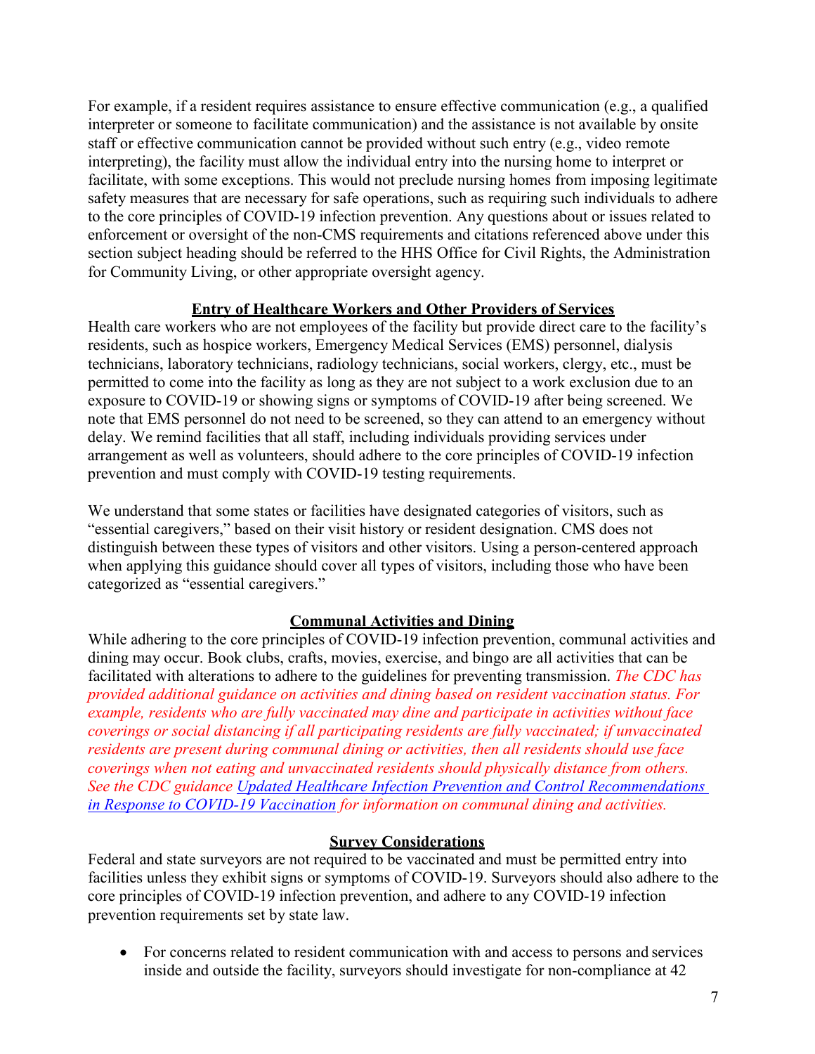For example, if a resident requires assistance to ensure effective communication (e.g., a qualified interpreter or someone to facilitate communication) and the assistance is not available by onsite staff or effective communication cannot be provided without such entry (e.g., video remote interpreting), the facility must allow the individual entry into the nursing home to interpret or facilitate, with some exceptions. This would not preclude nursing homes from imposing legitimate safety measures that are necessary for safe operations, such as requiring such individuals to adhere to the core principles of COVID-19 infection prevention. Any questions about or issues related to enforcement or oversight of the non-CMS requirements and citations referenced above under this section subject heading should be referred to the HHS Office for Civil Rights, the Administration for Community Living, or other appropriate oversight agency.

## Entry of Healthcare Workers and Other Providers of Services

Health care workers who are not employees of the facility but provide direct care to the facility's residents, such as hospice workers, Emergency Medical Services (EMS) personnel, dialysis technicians, laboratory technicians, radiology technicians, social workers, clergy, etc., must be permitted to come into the facility as long as they are not subject to a work exclusion due to an exposure to COVID-19 or showing signs or symptoms of COVID-19 after being screened. We note that EMS personnel do not need to be screened, so they can attend to an emergency without delay. We remind facilities that all staff, including individuals providing services under arrangement as well as volunteers, should adhere to the core principles of COVID-19 infection prevention and must comply with COVID-19 testing requirements.

We understand that some states or facilities have designated categories of visitors, such as "essential caregivers," based on their visit history or resident designation. CMS does not distinguish between these types of visitors and other visitors. Using a person-centered approach when applying this guidance should cover all types of visitors, including those who have been categorized as "essential caregivers."

## Communal Activities and Dining

While adhering to the core principles of COVID-19 infection prevention, communal activities and dining may occur. Book clubs, crafts, movies, exercise, and bingo are all activities that can be facilitated with alterations to adhere to the guidelines for preventing transmission. *The CDC has provided additional guidance on activities and dining based on resident vaccination status. For example, residents who are fully vaccinated may dine and participate in activities without face coverings or social distancing if all participating residents are fully vaccinated; if unvaccinated residents are present during communal dining or activities, then all residents should use face coverings when not eating and unvaccinated residents should physically distance from others. See the CDC guidance* [*Updated Healthcare Infection Prevention and Control Recommendations in Response to COVID-19 Vaccination*] *for information on communal dining and activities.*

## Survey Considerations

Federal and state surveyors are not required to be vaccinated and must be permitted entry into facilities unless they exhibit signs or symptoms of COVID-19. Surveyors should also adhere to the core principles of COVID-19 infection prevention, and adhere to any COVID-19 infection prevention requirements set by state law.

- For concerns related to resident communication with and access to persons and services inside and outside the facility, surveyors should investigate for non-compliance at 42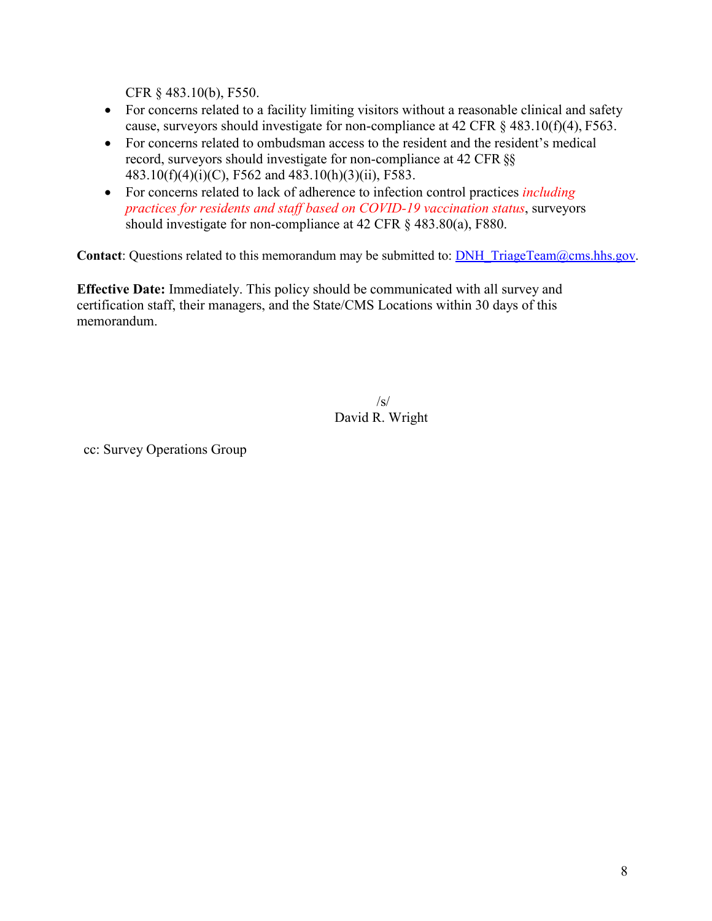CFR § 483.10(b), F550.

- For concerns related to a facility limiting visitors without a reasonable clinical and safety cause, surveyors should investigate for non-compliance at 42 CFR § 483.10(f)(4), F563.
- For concerns related to ombudsman access to the resident and the resident's medical record, surveyors should investigate for non-compliance at 42 CFR §§ 483.10(f)(4)(i)(C), F562 and 483.10(h)(3)(ii), F583.
- For concerns related to lack of adherence to infection control practices *including practices for residents and staff based on COVID-19 vaccination status*, surveyors should investigate for non-compliance at 42 CFR § 483.80(a), F880.

**Contact**: Questions related to this memorandum may be submitted to: DNH_TriageTeam@cms.hhs.gov.

**Effective Date:** Immediately. This policy should be communicated with all survey and certification staff, their managers, and the State/CMS Locations within 30 days of this memorandum.

/s/
David R. Wright

cc: Survey Operations Group